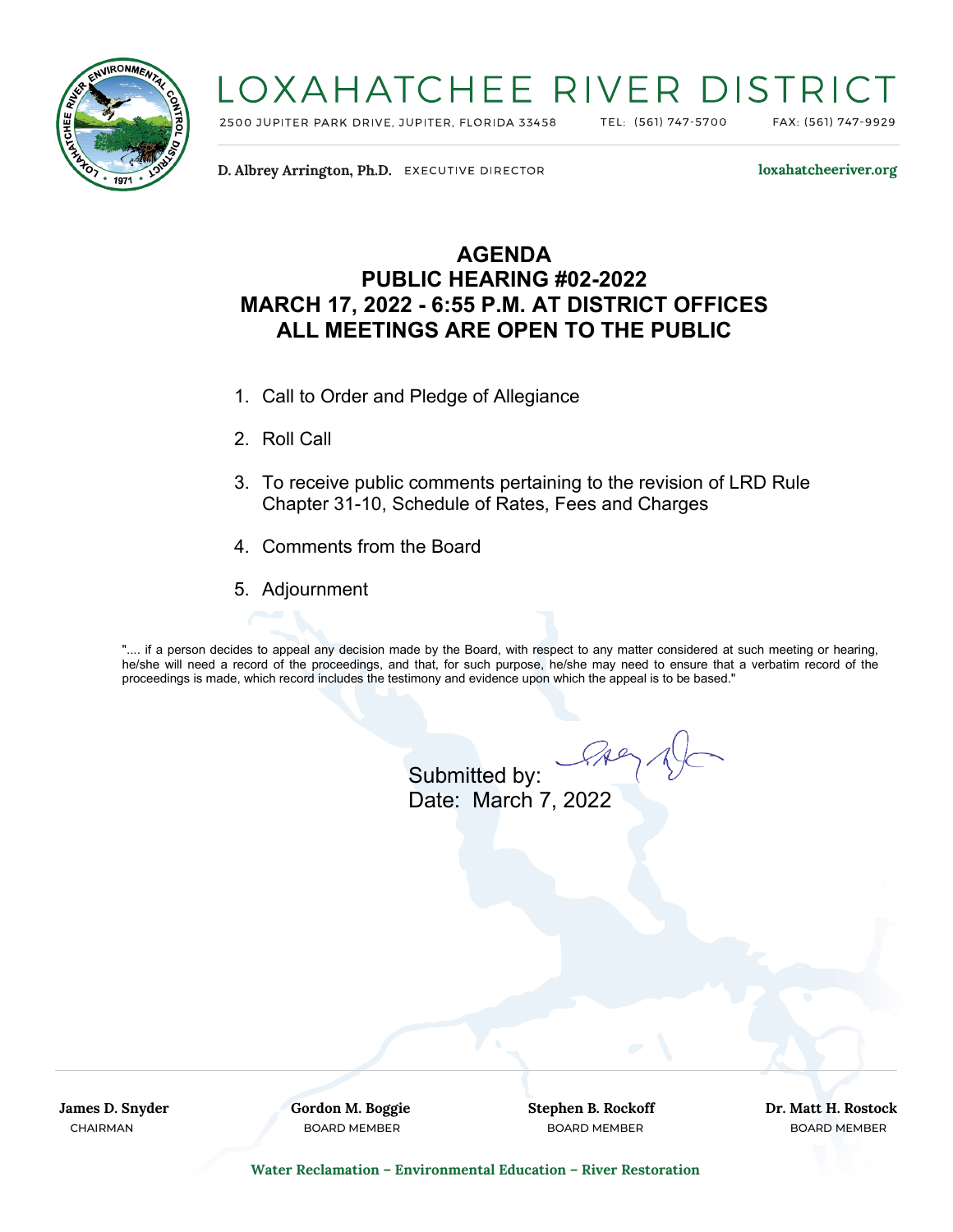# LOXAHATCHEE RIVER DISTRICT

2500 JUPITER PARK DRIVE, JUPITER, FLORIDA 33458 TEL: (561) 747-5700 FAX: (561) 747-9929

**D. Albrey Arrington, Ph.D.** EXECUTIVE DIRECTOR **loxahatcheeriver.org**

## AGENDA
## PUBLIC HEARING #02-2022
## MARCH 17, 2022 - 6:55 P.M. AT DISTRICT OFFICES
## ALL MEETINGS ARE OPEN TO THE PUBLIC

1. Call to Order and Pledge of Allegiance
2. Roll Call
3. To receive public comments pertaining to the revision of LRD Rule Chapter 31-10, Schedule of Rates, Fees and Charges
4. Comments from the Board
5. Adjournment

".... if a person decides to appeal any decision made by the Board, with respect to any matter considered at such meeting or hearing, he/she will need a record of the proceedings, and that, for such purpose, he/she may need to ensure that a verbatim record of the proceedings is made, which record includes the testimony and evidence upon which the appeal is to be based."

Submitted by:
Date: March 7, 2022

**James D. Snyder** CHAIRMAN | **Gordon M. Boggie** BOARD MEMBER | **Stephen B. Rockoff** BOARD MEMBER | **Dr. Matt H. Rostock** BOARD MEMBER

**Water Reclamation – Environmental Education – River Restoration**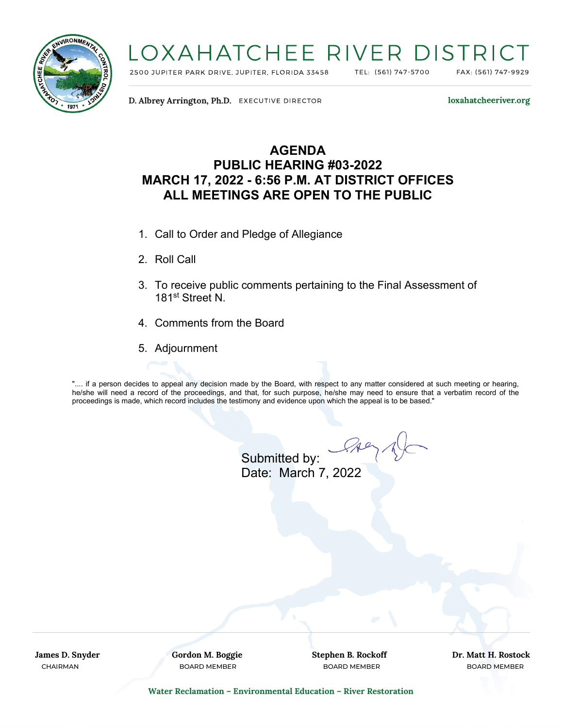# LOXAHATCHEE RIVER DISTRICT

2500 JUPITER PARK DRIVE, JUPITER, FLORIDA 33458 TEL: (561) 747-5700 FAX: (561) 747-9929

**D. Albrey Arrington, Ph.D.** EXECUTIVE DIRECTOR **loxahatcheeriver.org**

## AGENDA
## PUBLIC HEARING #03-2022
## MARCH 17, 2022 - 6:56 P.M. AT DISTRICT OFFICES
## ALL MEETINGS ARE OPEN TO THE PUBLIC

1. Call to Order and Pledge of Allegiance
2. Roll Call
3. To receive public comments pertaining to the Final Assessment of 181st Street N.
4. Comments from the Board
5. Adjournment

".... if a person decides to appeal any decision made by the Board, with respect to any matter considered at such meeting or hearing, he/she will need a record of the proceedings, and that, for such purpose, he/she may need to ensure that a verbatim record of the proceedings is made, which record includes the testimony and evidence upon which the appeal is to be based."

Submitted by:
Date: March 7, 2022

**James D. Snyder** CHAIRMAN

**Gordon M. Boggie** BOARD MEMBER

**Stephen B. Rockoff** BOARD MEMBER

**Dr. Matt H. Rostock** BOARD MEMBER

**Water Reclamation – Environmental Education – River Restoration**